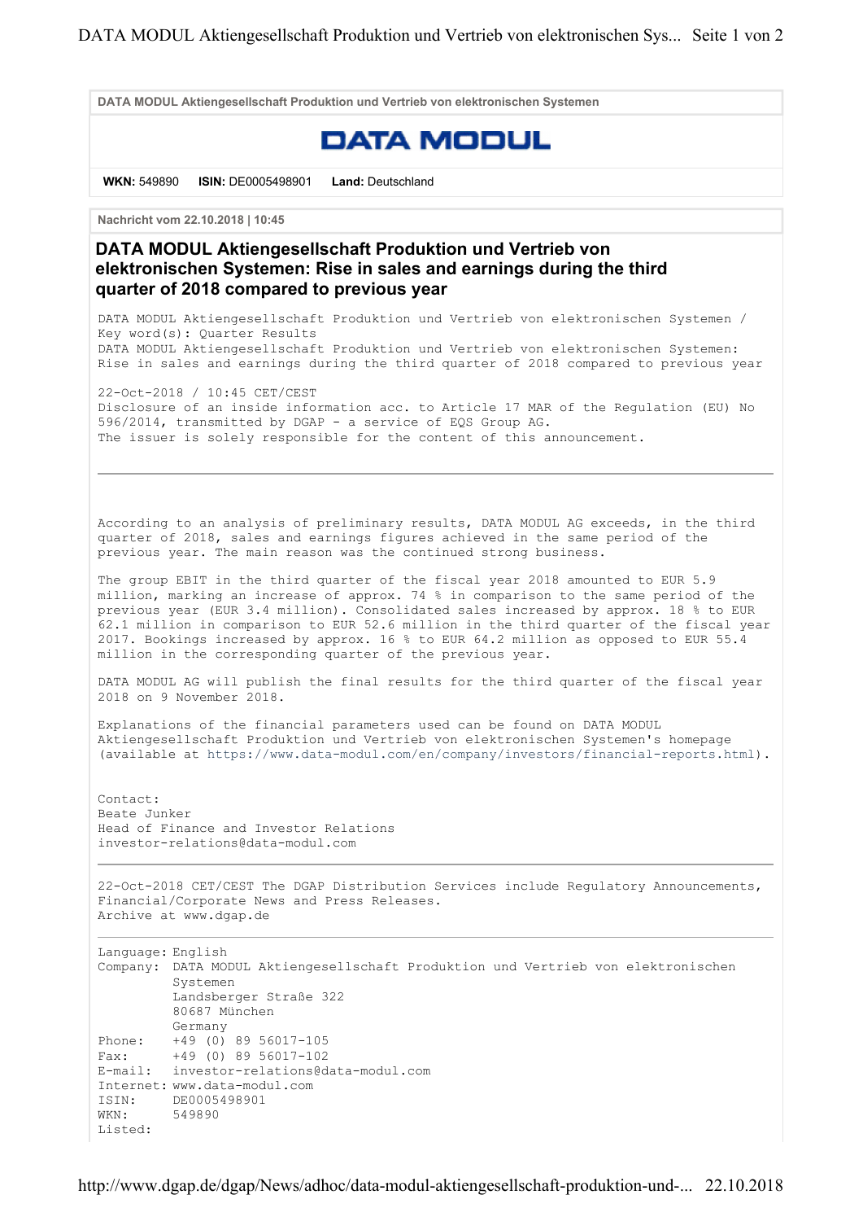DATA MODUL Aktiengesellschaft Produktion und Vertrieb von elektronischen Systemen

DATA MODUL

**WKN:** 549890 **ISIN:** DE0005498901 **Land:** Deutschland

**Nachricht vom 22.10.2018 | 10:45**

## DATA MODUL Aktiengesellschaft Produktion und Vertrieb von elektronischen Systemen: Rise in sales and earnings during the third quarter of 2018 compared to previous year

DATA MODUL Aktiengesellschaft Produktion und Vertrieb von elektronischen Systemen / Key word(s): Quarter Results
DATA MODUL Aktiengesellschaft Produktion und Vertrieb von elektronischen Systemen: Rise in sales and earnings during the third quarter of 2018 compared to previous year

22-Oct-2018 / 10:45 CET/CEST
Disclosure of an inside information acc. to Article 17 MAR of the Regulation (EU) No 596/2014, transmitted by DGAP - a service of EQS Group AG.
The issuer is solely responsible for the content of this announcement.

---

According to an analysis of preliminary results, DATA MODUL AG exceeds, in the third quarter of 2018, sales and earnings figures achieved in the same period of the previous year. The main reason was the continued strong business.

The group EBIT in the third quarter of the fiscal year 2018 amounted to EUR 5.9 million, marking an increase of approx. 74 % in comparison to the same period of the previous year (EUR 3.4 million). Consolidated sales increased by approx. 18 % to EUR 62.1 million in comparison to EUR 52.6 million in the third quarter of the fiscal year 2017. Bookings increased by approx. 16 % to EUR 64.2 million as opposed to EUR 55.4 million in the corresponding quarter of the previous year.

DATA MODUL AG will publish the final results for the third quarter of the fiscal year 2018 on 9 November 2018.

Explanations of the financial parameters used can be found on DATA MODUL Aktiengesellschaft Produktion und Vertrieb von elektronischen Systemen's homepage (available at https://www.data-modul.com/en/company/investors/financial-reports.html).

Contact:
Beate Junker
Head of Finance and Investor Relations
investor-relations@data-modul.com

---

22-Oct-2018 CET/CEST The DGAP Distribution Services include Regulatory Announcements, Financial/Corporate News and Press Releases.
Archive at www.dgap.de

---

Language: English
Company: DATA MODUL Aktiengesellschaft Produktion und Vertrieb von elektronischen Systemen
Landsberger Straße 322
80687 München
Germany
Phone: +49 (0) 89 56017-105
Fax: +49 (0) 89 56017-102
E-mail: investor-relations@data-modul.com
Internet: www.data-modul.com
ISIN: DE0005498901
WKN: 549890
Listed: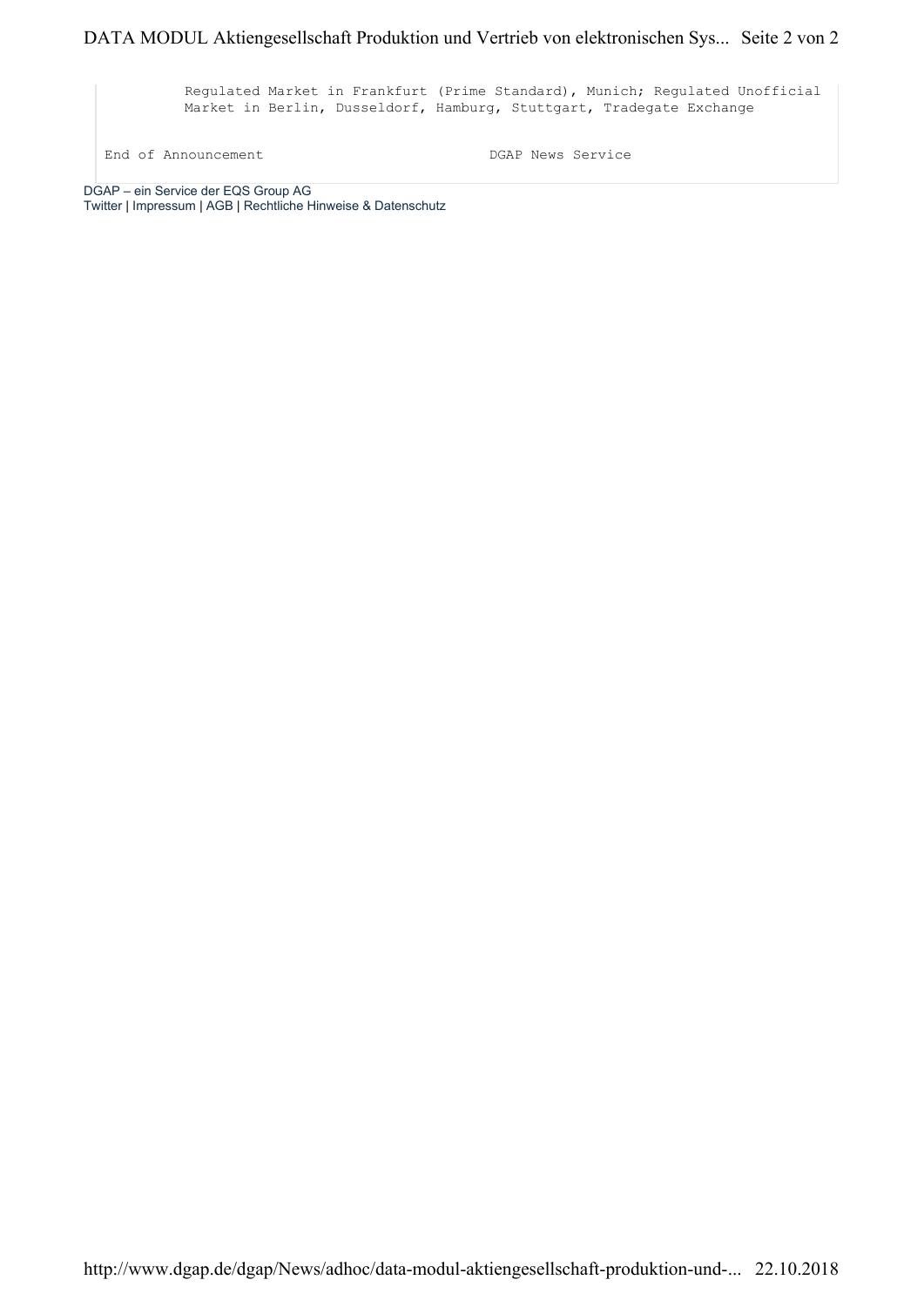Regulated Market in Frankfurt (Prime Standard), Munich; Regulated Unofficial Market in Berlin, Dusseldorf, Hamburg, Stuttgart, Tradegate Exchange

End of Announcement DGAP News Service

DGAP – ein Service der EQS Group AG
Twitter | Impressum | AGB | Rechtliche Hinweise & Datenschutz